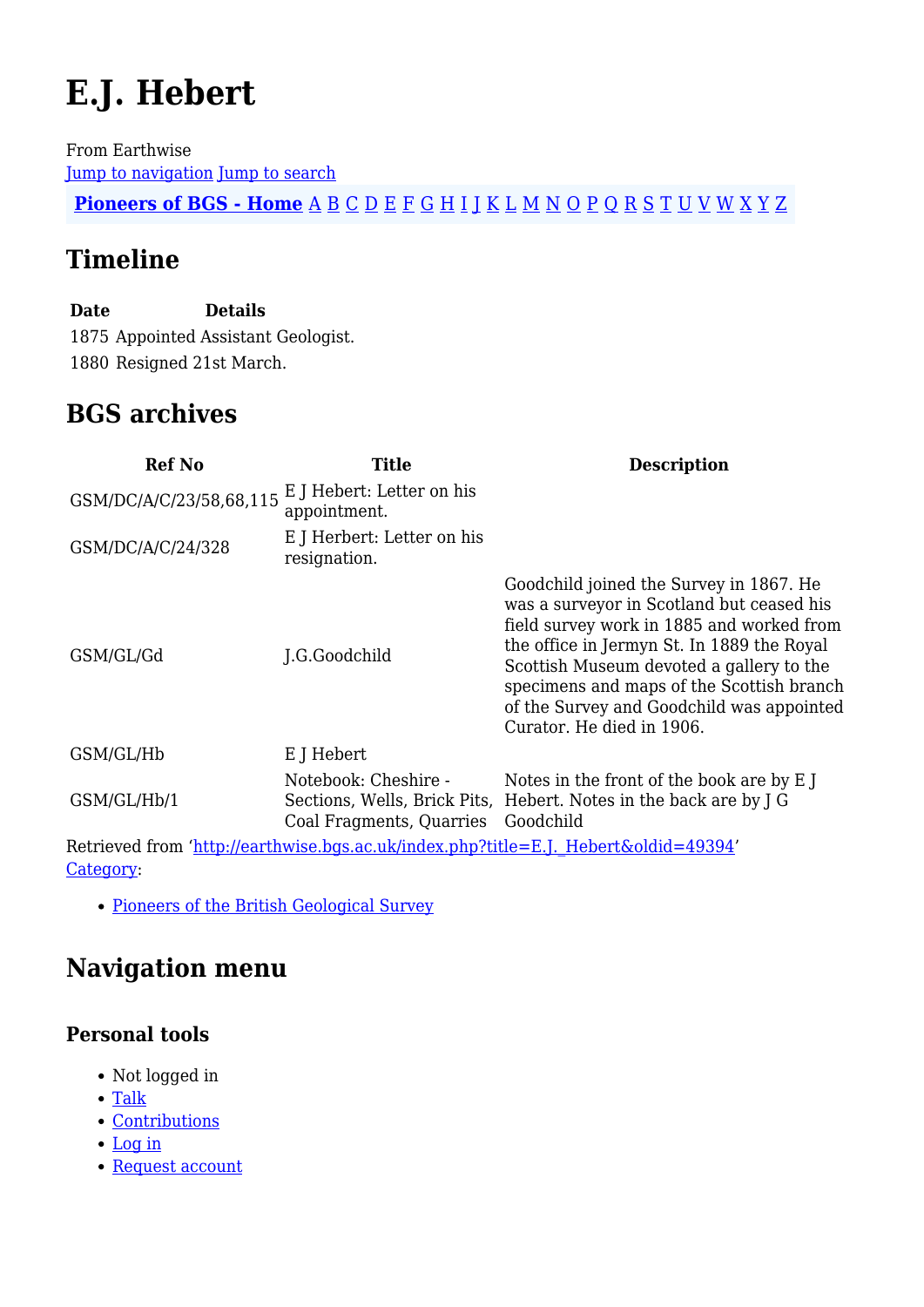# E.J. Hebert

From Earthwise

Jump to navigation Jump to search

**Pioneers of BGS - Home** A B C D E F G H I J K L M N O P Q R S T U V W X Y Z

## Timeline

| Date | Details |
|---|---|
| 1875 | Appointed Assistant Geologist. |
| 1880 | Resigned 21st March. |

## BGS archives

| Ref No | Title | Description |
|---|---|---|
| GSM/DC/A/C/23/58,68,115 | E J Hebert: Letter on his appointment. | |
| GSM/DC/A/C/24/328 | E J Herbert: Letter on his resignation. | |
| GSM/GL/Gd | J.G.Goodchild | Goodchild joined the Survey in 1867. He was a surveyor in Scotland but ceased his field survey work in 1885 and worked from the office in Jermyn St. In 1889 the Royal Scottish Museum devoted a gallery to the specimens and maps of the Scottish branch of the Survey and Goodchild was appointed Curator. He died in 1906. |
| GSM/GL/Hb | E J Hebert | |
| GSM/GL/Hb/1 | Notebook: Cheshire - Sections, Wells, Brick Pits, Coal Fragments, Quarries | Notes in the front of the book are by E J Hebert. Notes in the back are by J G Goodchild |

Retrieved from 'http://earthwise.bgs.ac.uk/index.php?title=E.J._Hebert&oldid=49394'

Category:

- Pioneers of the British Geological Survey

## Navigation menu

### Personal tools

- Not logged in
- Talk
- Contributions
- Log in
- Request account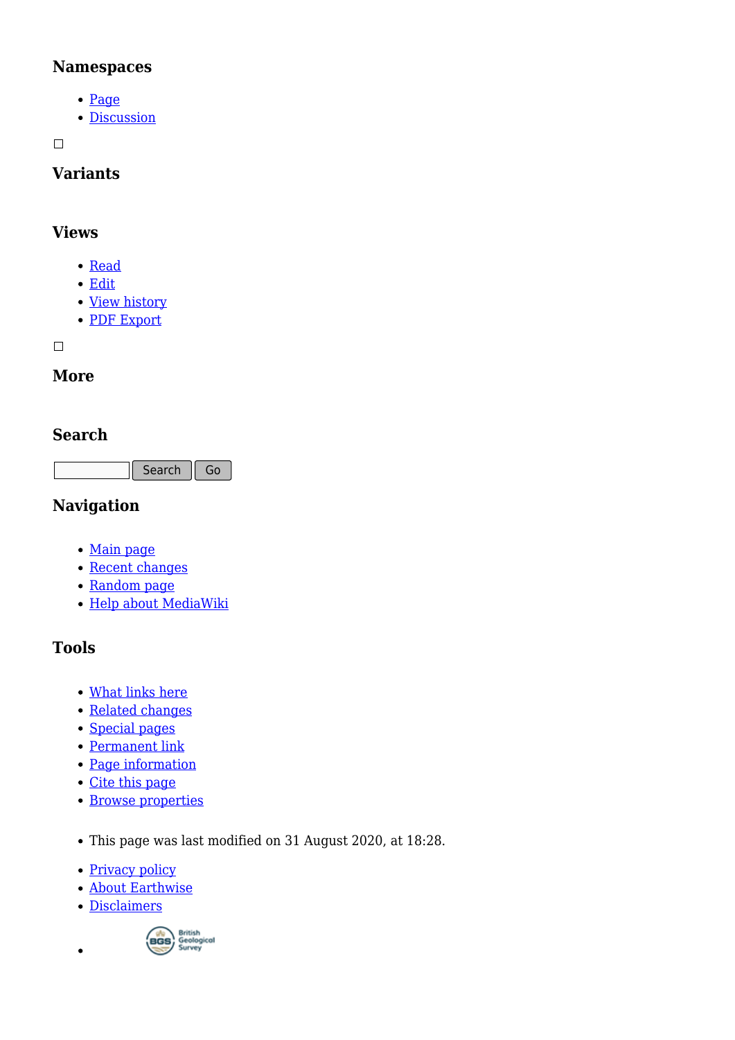### Namespaces

- Page
- Discussion

### Variants

### Views

- Read
- Edit
- View history
- PDF Export

### More

### Search

Search Go

### Navigation

- Main page
- Recent changes
- Random page
- Help about MediaWiki

### Tools

- What links here
- Related changes
- Special pages
- Permanent link
- Page information
- Cite this page
- Browse properties

- This page was last modified on 31 August 2020, at 18:28.

- Privacy policy
- About Earthwise
- Disclaimers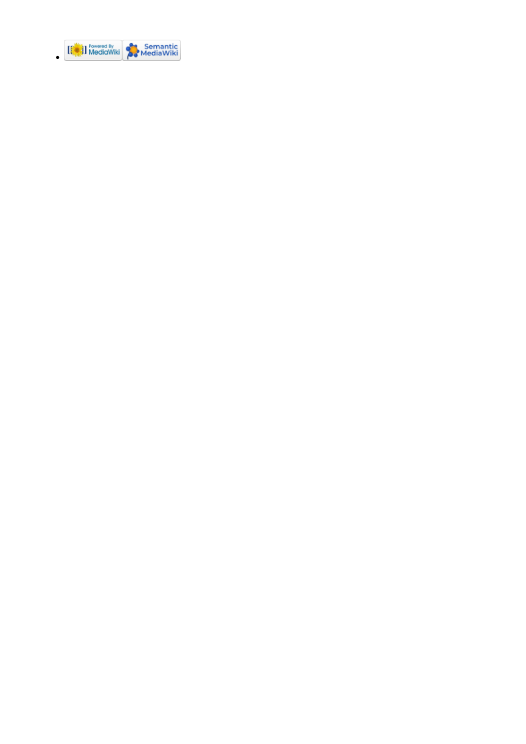- Powered By MediaWiki Semantic MediaWiki